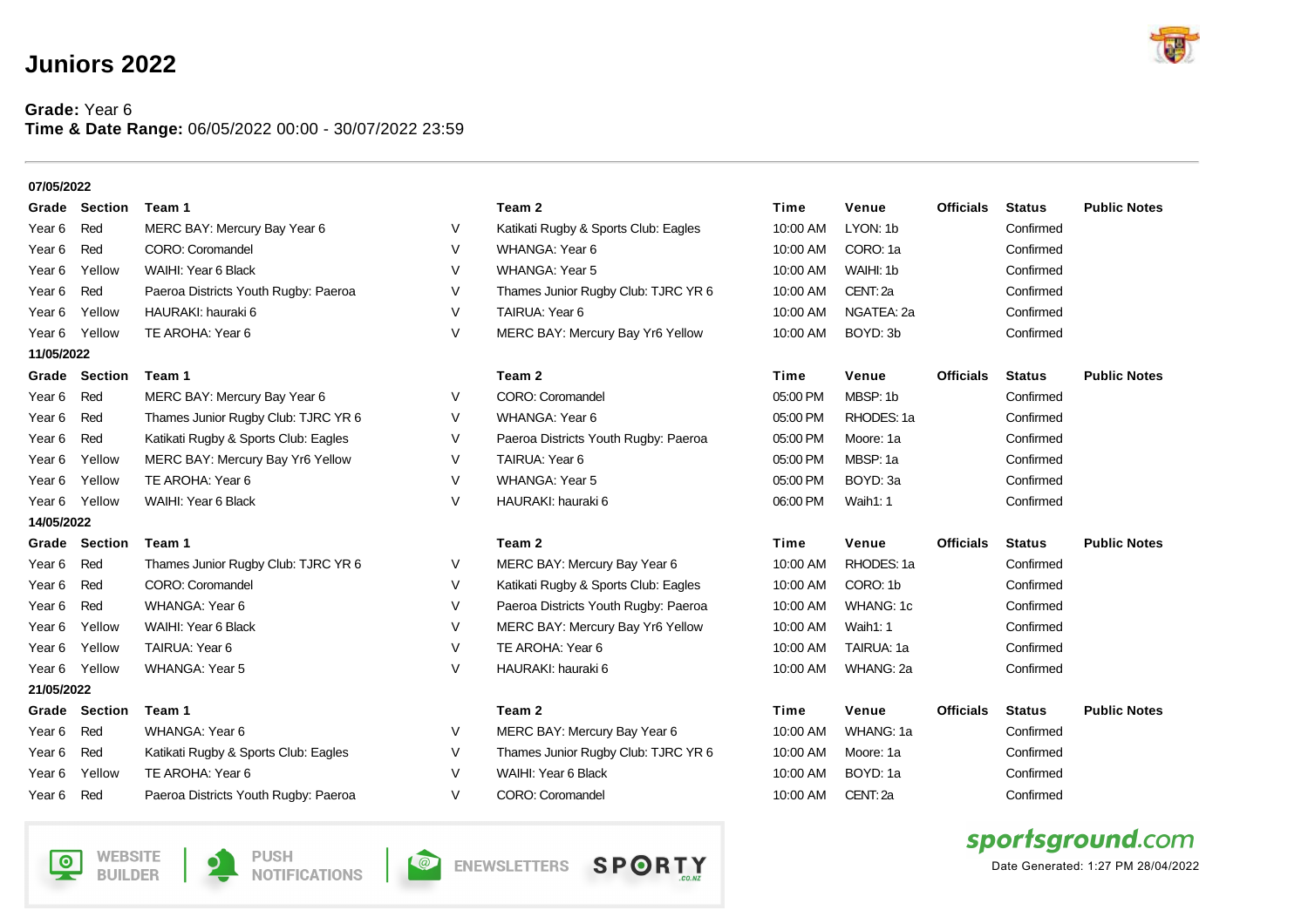# Juniors 2022

**Grade:** Year 6
**Time & Date Range:** 06/05/2022 00:00 - 30/07/2022 23:59

**07/05/2022**

| Grade | Section | Team 1 | | Team 2 | Time | Venue | Officials | Status | Public Notes |
|---|---|---|---|---|---|---|---|---|---|
| Year 6 | Red | MERC BAY: Mercury Bay Year 6 | V | Katikati Rugby & Sports Club: Eagles | 10:00 AM | LYON: 1b | | Confirmed | |
| Year 6 | Red | CORO: Coromandel | V | WHANGA: Year 6 | 10:00 AM | CORO: 1a | | Confirmed | |
| Year 6 | Yellow | WAIHI: Year 6 Black | V | WHANGA: Year 5 | 10:00 AM | WAIHI: 1b | | Confirmed | |
| Year 6 | Red | Paeroa Districts Youth Rugby: Paeroa | V | Thames Junior Rugby Club: TJRC YR 6 | 10:00 AM | CENT: 2a | | Confirmed | |
| Year 6 | Yellow | HAURAKI: hauraki 6 | V | TAIRUA: Year 6 | 10:00 AM | NGATEA: 2a | | Confirmed | |
| Year 6 | Yellow | TE AROHA: Year 6 | V | MERC BAY: Mercury Bay Yr6 Yellow | 10:00 AM | BOYD: 3b | | Confirmed | |

**11/05/2022**

| Grade | Section | Team 1 | | Team 2 | Time | Venue | Officials | Status | Public Notes |
|---|---|---|---|---|---|---|---|---|---|
| Year 6 | Red | MERC BAY: Mercury Bay Year 6 | V | CORO: Coromandel | 05:00 PM | MBSP: 1b | | Confirmed | |
| Year 6 | Red | Thames Junior Rugby Club: TJRC YR 6 | V | WHANGA: Year 6 | 05:00 PM | RHODES: 1a | | Confirmed | |
| Year 6 | Red | Katikati Rugby & Sports Club: Eagles | V | Paeroa Districts Youth Rugby: Paeroa | 05:00 PM | Moore: 1a | | Confirmed | |
| Year 6 | Yellow | MERC BAY: Mercury Bay Yr6 Yellow | V | TAIRUA: Year 6 | 05:00 PM | MBSP: 1a | | Confirmed | |
| Year 6 | Yellow | TE AROHA: Year 6 | V | WHANGA: Year 5 | 05:00 PM | BOYD: 3a | | Confirmed | |
| Year 6 | Yellow | WAIHI: Year 6 Black | V | HAURAKI: hauraki 6 | 06:00 PM | Waih1: 1 | | Confirmed | |

**14/05/2022**

| Grade | Section | Team 1 | | Team 2 | Time | Venue | Officials | Status | Public Notes |
|---|---|---|---|---|---|---|---|---|---|
| Year 6 | Red | Thames Junior Rugby Club: TJRC YR 6 | V | MERC BAY: Mercury Bay Year 6 | 10:00 AM | RHODES: 1a | | Confirmed | |
| Year 6 | Red | CORO: Coromandel | V | Katikati Rugby & Sports Club: Eagles | 10:00 AM | CORO: 1b | | Confirmed | |
| Year 6 | Red | WHANGA: Year 6 | V | Paeroa Districts Youth Rugby: Paeroa | 10:00 AM | WHANG: 1c | | Confirmed | |
| Year 6 | Yellow | WAIHI: Year 6 Black | V | MERC BAY: Mercury Bay Yr6 Yellow | 10:00 AM | Waih1: 1 | | Confirmed | |
| Year 6 | Yellow | TAIRUA: Year 6 | V | TE AROHA: Year 6 | 10:00 AM | TAIRUA: 1a | | Confirmed | |
| Year 6 | Yellow | WHANGA: Year 5 | V | HAURAKI: hauraki 6 | 10:00 AM | WHANG: 2a | | Confirmed | |

**21/05/2022**

| Grade | Section | Team 1 | | Team 2 | Time | Venue | Officials | Status | Public Notes |
|---|---|---|---|---|---|---|---|---|---|
| Year 6 | Red | WHANGA: Year 6 | V | MERC BAY: Mercury Bay Year 6 | 10:00 AM | WHANG: 1a | | Confirmed | |
| Year 6 | Red | Katikati Rugby & Sports Club: Eagles | V | Thames Junior Rugby Club: TJRC YR 6 | 10:00 AM | Moore: 1a | | Confirmed | |
| Year 6 | Yellow | TE AROHA: Year 6 | V | WAIHI: Year 6 Black | 10:00 AM | BOYD: 1a | | Confirmed | |
| Year 6 | Red | Paeroa Districts Youth Rugby: Paeroa | V | CORO: Coromandel | 10:00 AM | CENT: 2a | | Confirmed | |

Date Generated: 1:27 PM 28/04/2022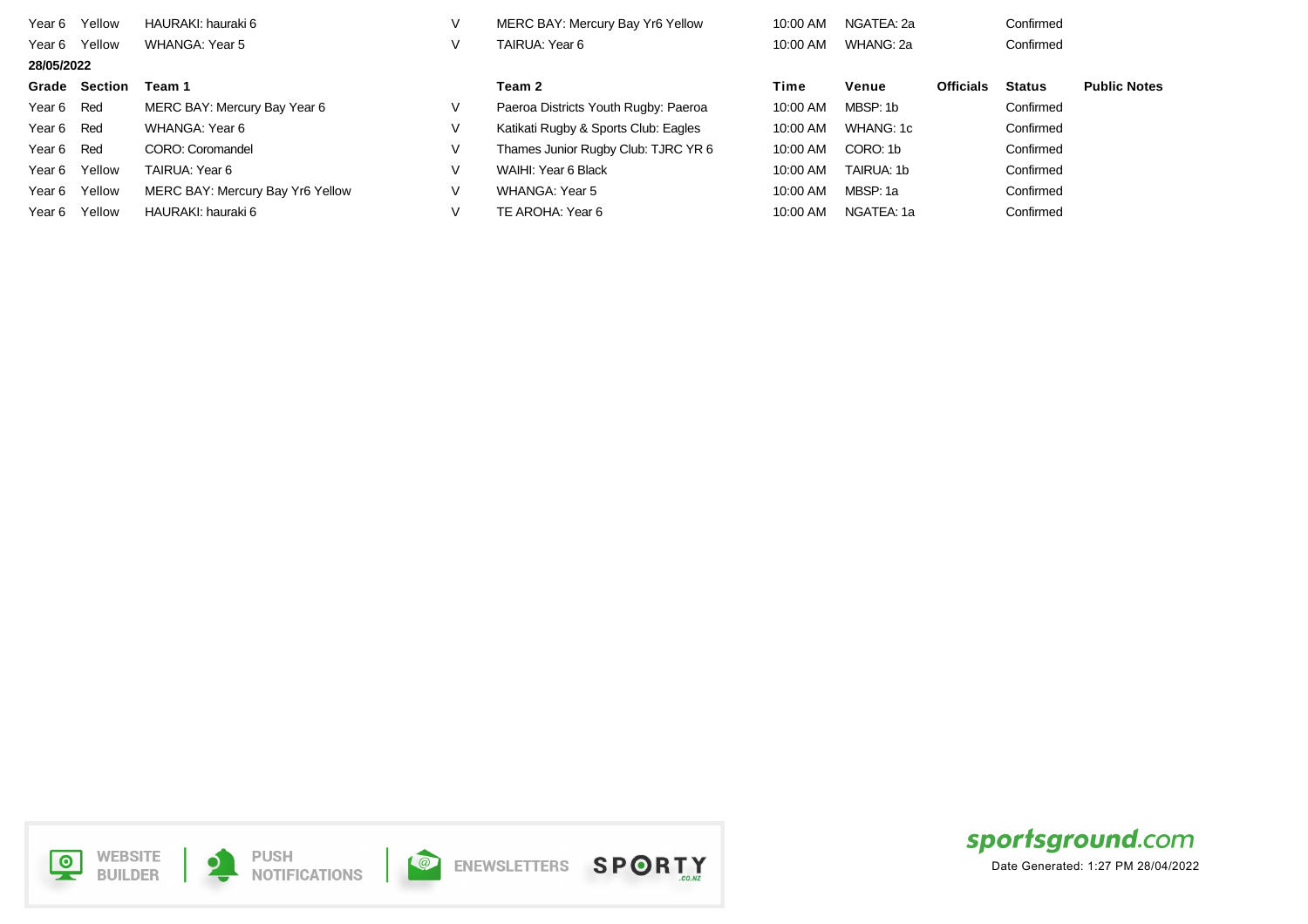| Grade | Section | Team 1 | | Team 2 | Time | Venue | Officials | Status | Public Notes |
|---|---|---|---|---|---|---|---|---|---|
| Year 6 | Yellow | HAURAKI: hauraki 6 | V | MERC BAY: Mercury Bay Yr6 Yellow | 10:00 AM | NGATEA: 2a | | Confirmed | |
| Year 6 | Yellow | WHANGA: Year 5 | V | TAIRUA: Year 6 | 10:00 AM | WHANG: 2a | | Confirmed | |

**28/05/2022**

| Grade | Section | Team 1 | | Team 2 | Time | Venue | Officials | Status | Public Notes |
|---|---|---|---|---|---|---|---|---|---|
| Year 6 | Red | MERC BAY: Mercury Bay Year 6 | V | Paeroa Districts Youth Rugby: Paeroa | 10:00 AM | MBSP: 1b | | Confirmed | |
| Year 6 | Red | WHANGA: Year 6 | V | Katikati Rugby & Sports Club: Eagles | 10:00 AM | WHANG: 1c | | Confirmed | |
| Year 6 | Red | CORO: Coromandel | V | Thames Junior Rugby Club: TJRC YR 6 | 10:00 AM | CORO: 1b | | Confirmed | |
| Year 6 | Yellow | TAIRUA: Year 6 | V | WAIHI: Year 6 Black | 10:00 AM | TAIRUA: 1b | | Confirmed | |
| Year 6 | Yellow | MERC BAY: Mercury Bay Yr6 Yellow | V | WHANGA: Year 5 | 10:00 AM | MBSP: 1a | | Confirmed | |
| Year 6 | Yellow | HAURAKI: hauraki 6 | V | TE AROHA: Year 6 | 10:00 AM | NGATEA: 1a | | Confirmed | |

WEBSITE BUILDER | PUSH NOTIFICATIONS | ENEWSLETTERS SPORTY.CO.NZ

sportsground.com

Date Generated: 1:27 PM 28/04/2022